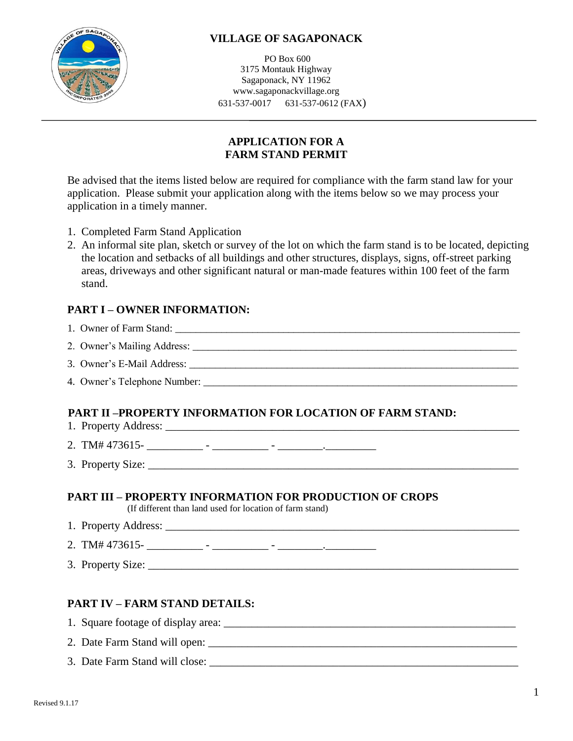# VILLAGE OF SAGAPONACK

PO Box 600
3175 Montauk Highway
Sagaponack, NY 11962
www.sagaponackvillage.org
631-537-0017    631-537-0612 (FAX)

---

## APPLICATION FOR A FARM STAND PERMIT

Be advised that the items listed below are required for compliance with the farm stand law for your application. Please submit your application along with the items below so we may process your application in a timely manner.

1. Completed Farm Stand Application
2. An informal site plan, sketch or survey of the lot on which the farm stand is to be located, depicting the location and setbacks of all buildings and other structures, displays, signs, off-street parking areas, driveways and other significant natural or man-made features within 100 feet of the farm stand.

### PART I – OWNER INFORMATION:

1. Owner of Farm Stand: ______________________________
2. Owner's Mailing Address: ______________________________
3. Owner's E-Mail Address: ______________________________
4. Owner's Telephone Number: ______________________________

### PART II –PROPERTY INFORMATION FOR LOCATION OF FARM STAND:

1. Property Address: ______________________________
2. TM# 473615- __________ - __________ - ________.________
3. Property Size: ______________________________

### PART III – PROPERTY INFORMATION FOR PRODUCTION OF CROPS

(If different than land used for location of farm stand)

1. Property Address: ______________________________
2. TM# 473615- __________ - __________ - ________.________
3. Property Size: ______________________________

### PART IV – FARM STAND DETAILS:

1. Square footage of display area: ______________________________
2. Date Farm Stand will open: ______________________________
3. Date Farm Stand will close: ______________________________

Revised 9.1.17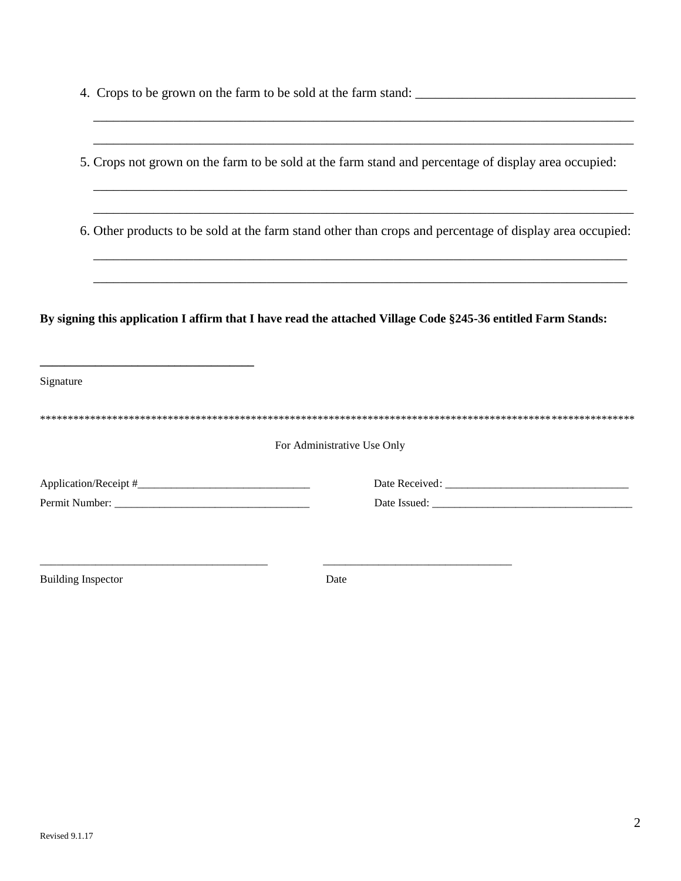4. Crops to be grown on the farm to be sold at the farm stand: ________________________________

______________________________________________________________________________

______________________________________________________________________________

5. Crops not grown on the farm to be sold at the farm stand and percentage of display area occupied:

______________________________________________________________________________

______________________________________________________________________________

6. Other products to be sold at the farm stand other than crops and percentage of display area occupied:

______________________________________________________________________________

______________________________________________________________________________

**By signing this application I affirm that I have read the attached Village Code §245-36 entitled Farm Stands:**

__________________________________

Signature

*********************************************************************************************************

For Administrative Use Only

Application/Receipt #______________________________ Date Received: ________________________________

Permit Number: __________________________________ Date Issued: ___________________________________

________________________________________ _________________________________

Building Inspector Date

Revised 9.1.17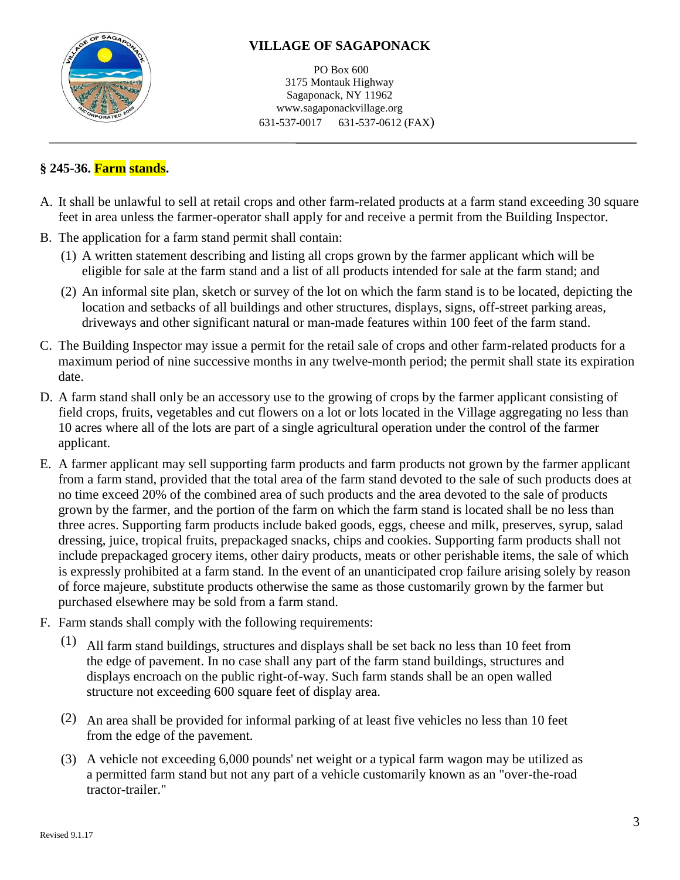# VILLAGE OF SAGAPONACK

PO Box 600
3175 Montauk Highway
Sagaponack, NY 11962
www.sagaponackvillage.org
631-537-0017 631-537-0612 (FAX)

---

## § 245-36. Farm stands.

A. It shall be unlawful to sell at retail crops and other farm-related products at a farm stand exceeding 30 square feet in area unless the farmer-operator shall apply for and receive a permit from the Building Inspector.

B. The application for a farm stand permit shall contain:

   (1) A written statement describing and listing all crops grown by the farmer applicant which will be eligible for sale at the farm stand and a list of all products intended for sale at the farm stand; and

   (2) An informal site plan, sketch or survey of the lot on which the farm stand is to be located, depicting the location and setbacks of all buildings and other structures, displays, signs, off-street parking areas, driveways and other significant natural or man-made features within 100 feet of the farm stand.

C. The Building Inspector may issue a permit for the retail sale of crops and other farm-related products for a maximum period of nine successive months in any twelve-month period; the permit shall state its expiration date.

D. A farm stand shall only be an accessory use to the growing of crops by the farmer applicant consisting of field crops, fruits, vegetables and cut flowers on a lot or lots located in the Village aggregating no less than 10 acres where all of the lots are part of a single agricultural operation under the control of the farmer applicant.

E. A farmer applicant may sell supporting farm products and farm products not grown by the farmer applicant from a farm stand, provided that the total area of the farm stand devoted to the sale of such products does at no time exceed 20% of the combined area of such products and the area devoted to the sale of products grown by the farmer, and the portion of the farm on which the farm stand is located shall be no less than three acres. Supporting farm products include baked goods, eggs, cheese and milk, preserves, syrup, salad dressing, juice, tropical fruits, prepackaged snacks, chips and cookies. Supporting farm products shall not include prepackaged grocery items, other dairy products, meats or other perishable items, the sale of which is expressly prohibited at a farm stand. In the event of an unanticipated crop failure arising solely by reason of force majeure, substitute products otherwise the same as those customarily grown by the farmer but purchased elsewhere may be sold from a farm stand.

F. Farm stands shall comply with the following requirements:

   (1) All farm stand buildings, structures and displays shall be set back no less than 10 feet from the edge of pavement. In no case shall any part of the farm stand buildings, structures and displays encroach on the public right-of-way. Such farm stands shall be an open walled structure not exceeding 600 square feet of display area.

   (2) An area shall be provided for informal parking of at least five vehicles no less than 10 feet from the edge of the pavement.

   (3) A vehicle not exceeding 6,000 pounds' net weight or a typical farm wagon may be utilized as a permitted farm stand but not any part of a vehicle customarily known as an "over-the-road tractor-trailer."

Revised 9.1.17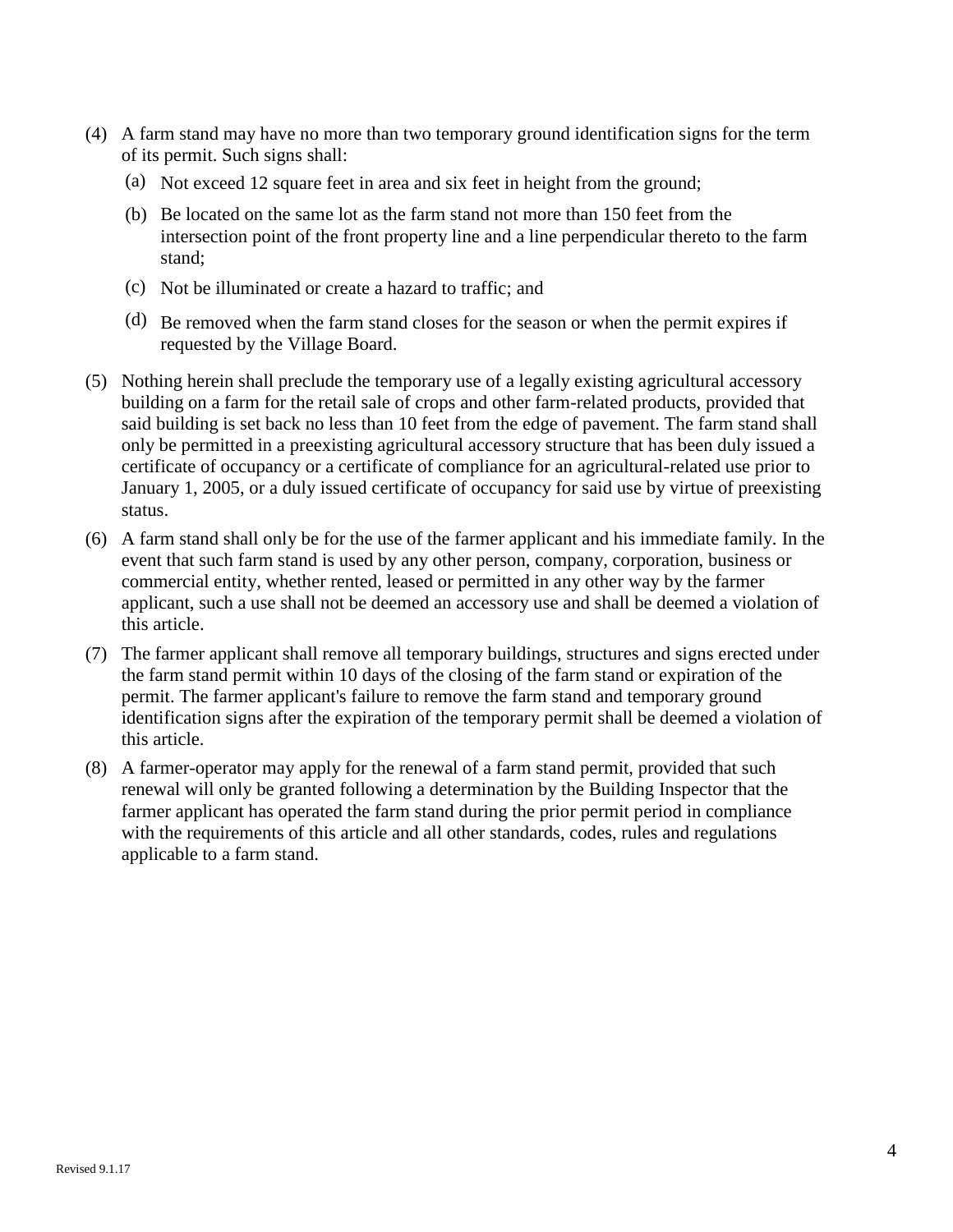(4) A farm stand may have no more than two temporary ground identification signs for the term of its permit. Such signs shall:

   (a) Not exceed 12 square feet in area and six feet in height from the ground;

   (b) Be located on the same lot as the farm stand not more than 150 feet from the intersection point of the front property line and a line perpendicular thereto to the farm stand;

   (c) Not be illuminated or create a hazard to traffic; and

   (d) Be removed when the farm stand closes for the season or when the permit expires if requested by the Village Board.

(5) Nothing herein shall preclude the temporary use of a legally existing agricultural accessory building on a farm for the retail sale of crops and other farm-related products, provided that said building is set back no less than 10 feet from the edge of pavement. The farm stand shall only be permitted in a preexisting agricultural accessory structure that has been duly issued a certificate of occupancy or a certificate of compliance for an agricultural-related use prior to January 1, 2005, or a duly issued certificate of occupancy for said use by virtue of preexisting status.

(6) A farm stand shall only be for the use of the farmer applicant and his immediate family. In the event that such farm stand is used by any other person, company, corporation, business or commercial entity, whether rented, leased or permitted in any other way by the farmer applicant, such a use shall not be deemed an accessory use and shall be deemed a violation of this article.

(7) The farmer applicant shall remove all temporary buildings, structures and signs erected under the farm stand permit within 10 days of the closing of the farm stand or expiration of the permit. The farmer applicant's failure to remove the farm stand and temporary ground identification signs after the expiration of the temporary permit shall be deemed a violation of this article.

(8) A farmer-operator may apply for the renewal of a farm stand permit, provided that such renewal will only be granted following a determination by the Building Inspector that the farmer applicant has operated the farm stand during the prior permit period in compliance with the requirements of this article and all other standards, codes, rules and regulations applicable to a farm stand.